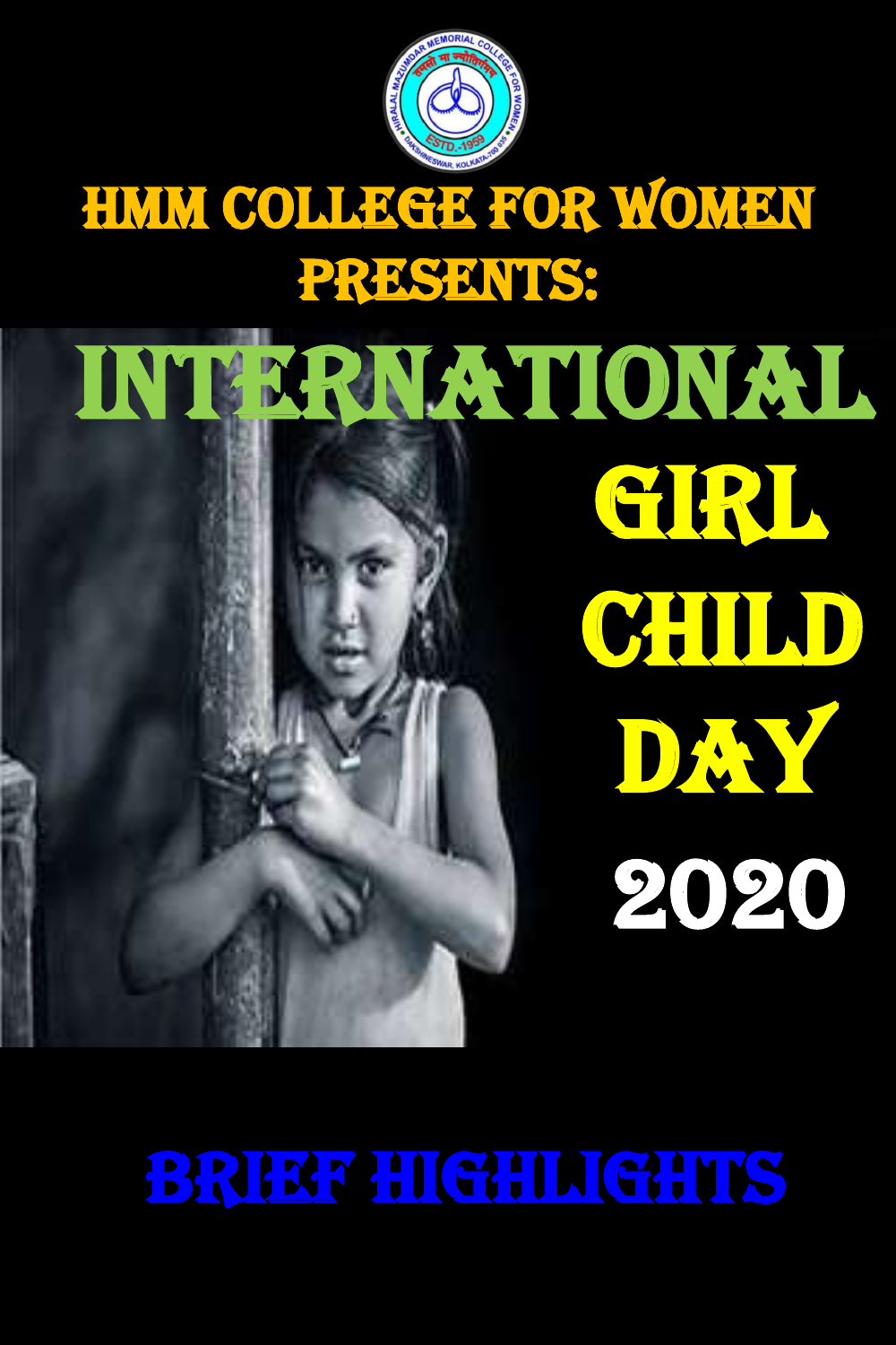# HMM COLLEGE FOR WOMEN PRESENTS:

# INTERNATIONAL GIRL CHILD DAY 2020

## BRIEF HIGHLIGHTS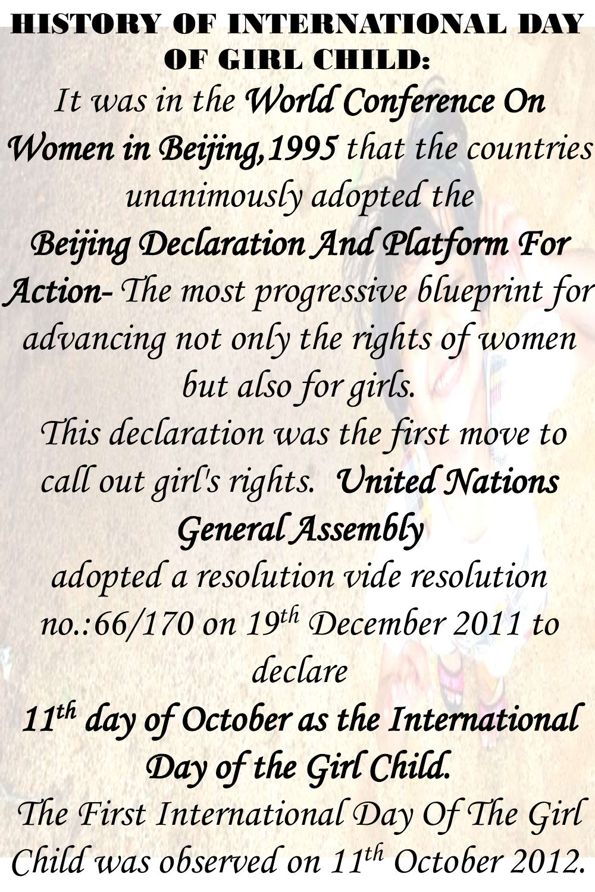# HISTORY OF INTERNATIONAL DAY OF GIRL CHILD:

*It was in the* ***World Conference On Women in Beijing,1995*** *that the countries unanimously adopted the* ***Beijing Declaration And Platform For Action-*** *The most progressive blueprint for advancing not only the rights of women but also for girls.*

*This declaration was the first move to call out girl's rights.* ***United Nations General Assembly*** *adopted a resolution vide resolution no.:66/170 on 19th December 2011 to declare* ***11th day of October as the International Day of the Girl Child.***

*The First International Day Of The Girl Child was observed on 11th October 2012.*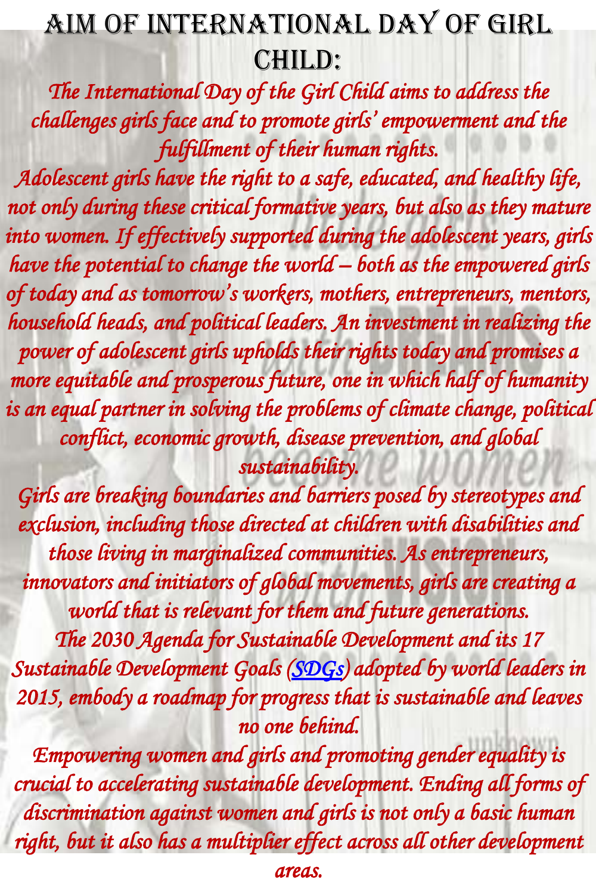# AIM OF INTERNATIONAL DAY OF GIRL CHILD:

*The International Day of the Girl Child aims to address the challenges girls face and to promote girls' empowerment and the fulfillment of their human rights.*

*Adolescent girls have the right to a safe, educated, and healthy life, not only during these critical formative years, but also as they mature into women. If effectively supported during the adolescent years, girls have the potential to change the world – both as the empowered girls of today and as tomorrow's workers, mothers, entrepreneurs, mentors, household heads, and political leaders. An investment in realizing the power of adolescent girls upholds their rights today and promises a more equitable and prosperous future, one in which half of humanity is an equal partner in solving the problems of climate change, political conflict, economic growth, disease prevention, and global sustainability.*

*Girls are breaking boundaries and barriers posed by stereotypes and exclusion, including those directed at children with disabilities and those living in marginalized communities. As entrepreneurs, innovators and initiators of global movements, girls are creating a world that is relevant for them and future generations.*

*The 2030 Agenda for Sustainable Development and its 17 Sustainable Development Goals (SDGs) adopted by world leaders in 2015, embody a roadmap for progress that is sustainable and leaves no one behind.*

*Empowering women and girls and promoting gender equality is crucial to accelerating sustainable development. Ending all forms of discrimination against women and girls is not only a basic human right, but it also has a multiplier effect across all other development areas.*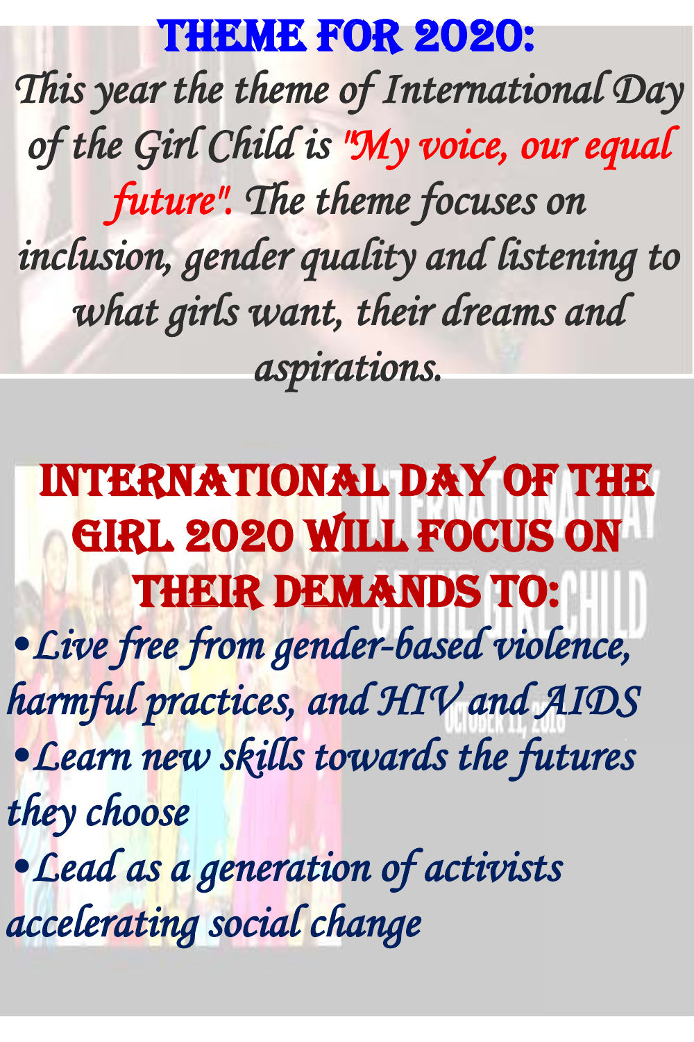# THEME FOR 2020:

*This year the theme of International Day of the Girl Child is "My voice, our equal future". The theme focuses on inclusion, gender quality and listening to what girls want, their dreams and aspirations.*

# INTERNATIONAL DAY OF THE GIRL 2020 WILL FOCUS ON THEIR DEMANDS TO:

- *Live free from gender-based violence, harmful practices, and HIV and AIDS*
- *Learn new skills towards the futures they choose*
- *Lead as a generation of activists accelerating social change*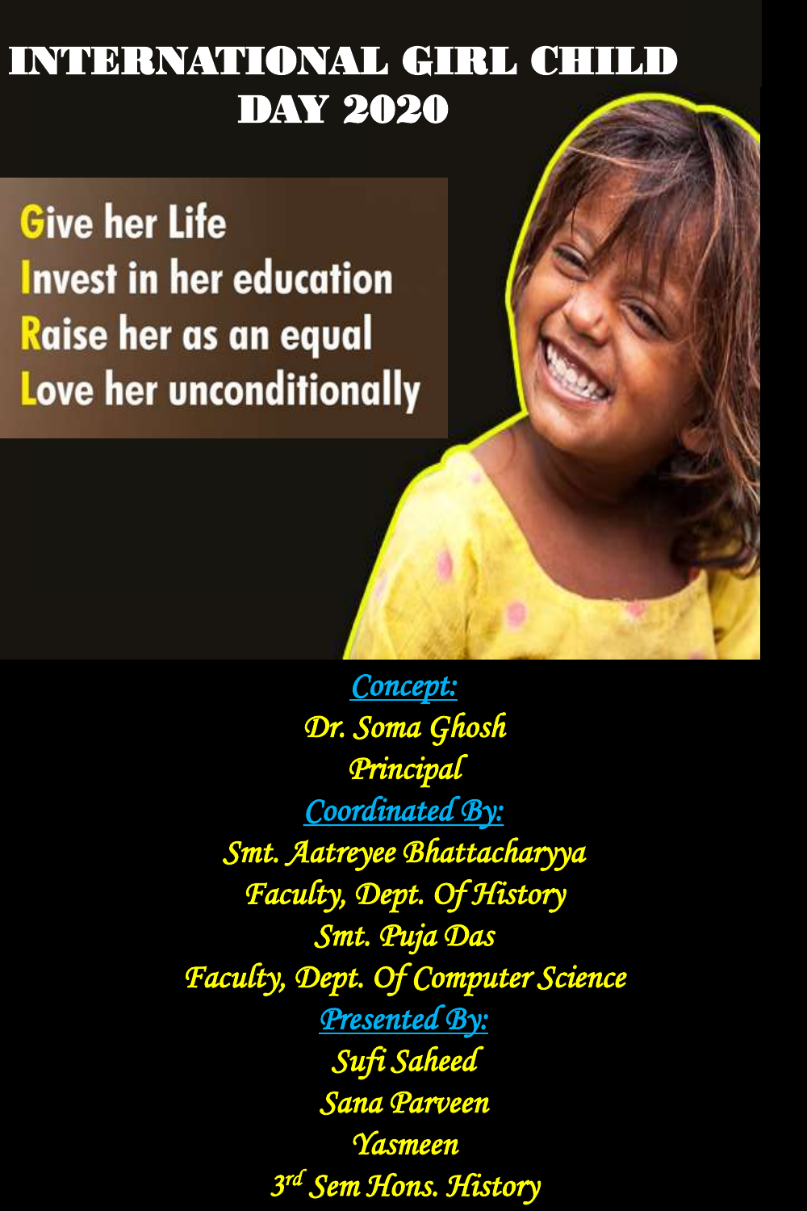# INTERNATIONAL GIRL CHILD DAY 2020

**G**ive her Life
**I**nvest in her education
**R**aise her as an equal
**L**ove her unconditionally

*Concept:*

*Dr. Soma Ghosh*

*Principal*

*Coordinated By:*

*Smt. Aatreyee Bhattacharyya*

*Faculty, Dept. Of History*

*Smt. Puja Das*

*Faculty, Dept. Of Computer Science*

*Presented By:*

*Sufi Saheed*

*Sana Parveen*

*Yasmeen*

*3rd Sem Hons. History*